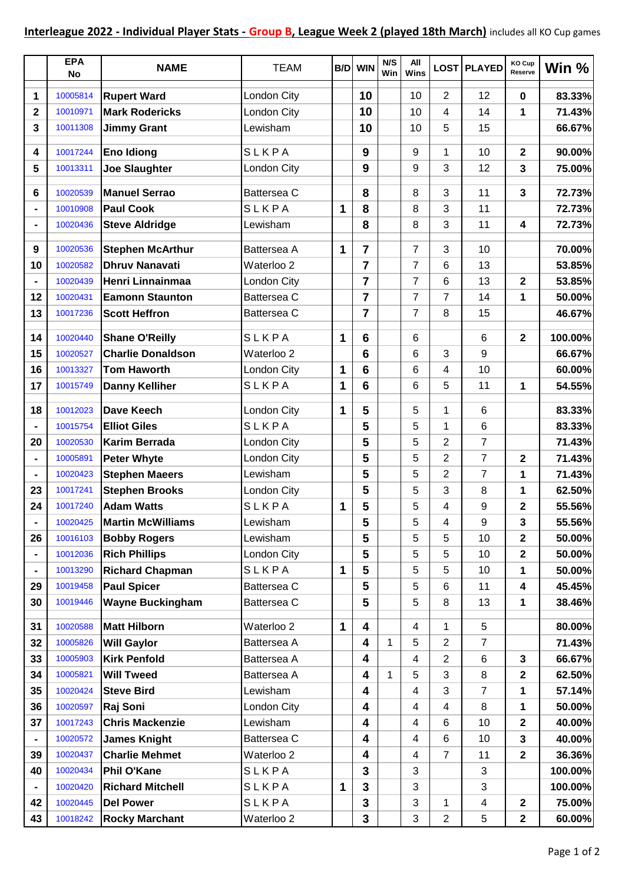**Interleague 2022 - Individual Player Stats - Group B, League Week 2 (played 18th March)** includes all KO Cup games

| | EPA No | NAME | TEAM | B/D | WIN | N/S Win | All Wins | LOST | PLAYED | KO Cup Reserve | Win % |
|---|---|---|---|---|---|---|---|---|---|---|---|
| 1 | 10005814 | **Rupert Ward** | London City | | **10** | | 10 | 2 | 12 | **0** | **83.33%** |
| 2 | 10010971 | **Mark Rodericks** | London City | | **10** | | 10 | 4 | 14 | **1** | **71.43%** |
| 3 | 10011308 | **Jimmy Grant** | Lewisham | | **10** | | 10 | 5 | 15 | | **66.67%** |
| 4 | 10017244 | **Eno Idiong** | S L K P A | | **9** | | 9 | 1 | 10 | **2** | **90.00%** |
| 5 | 10013311 | **Joe Slaughter** | London City | | **9** | | 9 | 3 | 12 | **3** | **75.00%** |
| 6 | 10020539 | **Manuel Serrao** | Battersea C | | **8** | | 8 | 3 | 11 | **3** | **72.73%** |
| - | 10010908 | **Paul Cook** | S L K P A | **1** | **8** | | 8 | 3 | 11 | | **72.73%** |
| - | 10020436 | **Steve Aldridge** | Lewisham | | **8** | | 8 | 3 | 11 | **4** | **72.73%** |
| 9 | 10020536 | **Stephen McArthur** | Battersea A | **1** | **7** | | 7 | 3 | 10 | | **70.00%** |
| 10 | 10020582 | **Dhruv Nanavati** | Waterloo 2 | | **7** | | 7 | 6 | 13 | | **53.85%** |
| - | 10020439 | **Henri Linnainmaa** | London City | | **7** | | 7 | 6 | 13 | **2** | **53.85%** |
| 12 | 10020431 | **Eamonn Staunton** | Battersea C | | **7** | | 7 | 7 | 14 | **1** | **50.00%** |
| 13 | 10017236 | **Scott Heffron** | Battersea C | | **7** | | 7 | 8 | 15 | | **46.67%** |
| 14 | 10020440 | **Shane O'Reilly** | S L K P A | **1** | **6** | | 6 | | 6 | **2** | **100.00%** |
| 15 | 10020527 | **Charlie Donaldson** | Waterloo 2 | | **6** | | 6 | 3 | 9 | | **66.67%** |
| 16 | 10013327 | **Tom Haworth** | London City | **1** | **6** | | 6 | 4 | 10 | | **60.00%** |
| 17 | 10015749 | **Danny Kelliher** | S L K P A | **1** | **6** | | 6 | 5 | 11 | **1** | **54.55%** |
| 18 | 10012023 | **Dave Keech** | London City | **1** | **5** | | 5 | 1 | 6 | | **83.33%** |
| - | 10015754 | **Elliot Giles** | S L K P A | | **5** | | 5 | 1 | 6 | | **83.33%** |
| 20 | 10020530 | **Karim Berrada** | London City | | **5** | | 5 | 2 | 7 | | **71.43%** |
| - | 10005891 | **Peter Whyte** | London City | | **5** | | 5 | 2 | 7 | **2** | **71.43%** |
| - | 10020423 | **Stephen Maeers** | Lewisham | | **5** | | 5 | 2 | 7 | **1** | **71.43%** |
| 23 | 10017241 | **Stephen Brooks** | London City | | **5** | | 5 | 3 | 8 | **1** | **62.50%** |
| 24 | 10017240 | **Adam Watts** | S L K P A | **1** | **5** | | 5 | 4 | 9 | **2** | **55.56%** |
| - | 10020425 | **Martin McWilliams** | Lewisham | | **5** | | 5 | 4 | 9 | **3** | **55.56%** |
| 26 | 10016103 | **Bobby Rogers** | Lewisham | | **5** | | 5 | 5 | 10 | **2** | **50.00%** |
| - | 10012036 | **Rich Phillips** | London City | | **5** | | 5 | 5 | 10 | **2** | **50.00%** |
| - | 10013290 | **Richard Chapman** | S L K P A | **1** | **5** | | 5 | 5 | 10 | **1** | **50.00%** |
| 29 | 10019458 | **Paul Spicer** | Battersea C | | **5** | | 5 | 6 | 11 | **4** | **45.45%** |
| 30 | 10019446 | **Wayne Buckingham** | Battersea C | | **5** | | 5 | 8 | 13 | **1** | **38.46%** |
| 31 | 10020588 | **Matt Hilborn** | Waterloo 2 | **1** | **4** | | 4 | 1 | 5 | | **80.00%** |
| 32 | 10005826 | **Will Gaylor** | Battersea A | | **4** | 1 | 5 | 2 | 7 | | **71.43%** |
| 33 | 10005903 | **Kirk Penfold** | Battersea A | | **4** | | 4 | 2 | 6 | **3** | **66.67%** |
| 34 | 10005821 | **Will Tweed** | Battersea A | | **4** | 1 | 5 | 3 | 8 | **2** | **62.50%** |
| 35 | 10020424 | **Steve Bird** | Lewisham | | **4** | | 4 | 3 | 7 | **1** | **57.14%** |
| 36 | 10020597 | **Raj Soni** | London City | | **4** | | 4 | 4 | 8 | **1** | **50.00%** |
| 37 | 10017243 | **Chris Mackenzie** | Lewisham | | **4** | | 4 | 6 | 10 | **2** | **40.00%** |
| - | 10020572 | **James Knight** | Battersea C | | **4** | | 4 | 6 | 10 | **3** | **40.00%** |
| 39 | 10020437 | **Charlie Mehmet** | Waterloo 2 | | **4** | | 4 | 7 | 11 | **2** | **36.36%** |
| 40 | 10020434 | **Phil O'Kane** | S L K P A | | **3** | | 3 | | 3 | | **100.00%** |
| - | 10020420 | **Richard Mitchell** | S L K P A | **1** | **3** | | 3 | | 3 | | **100.00%** |
| 42 | 10020445 | **Del Power** | S L K P A | | **3** | | 3 | 1 | 4 | **2** | **75.00%** |
| 43 | 10018242 | **Rocky Marchant** | Waterloo 2 | | **3** | | 3 | 2 | 5 | **2** | **60.00%** |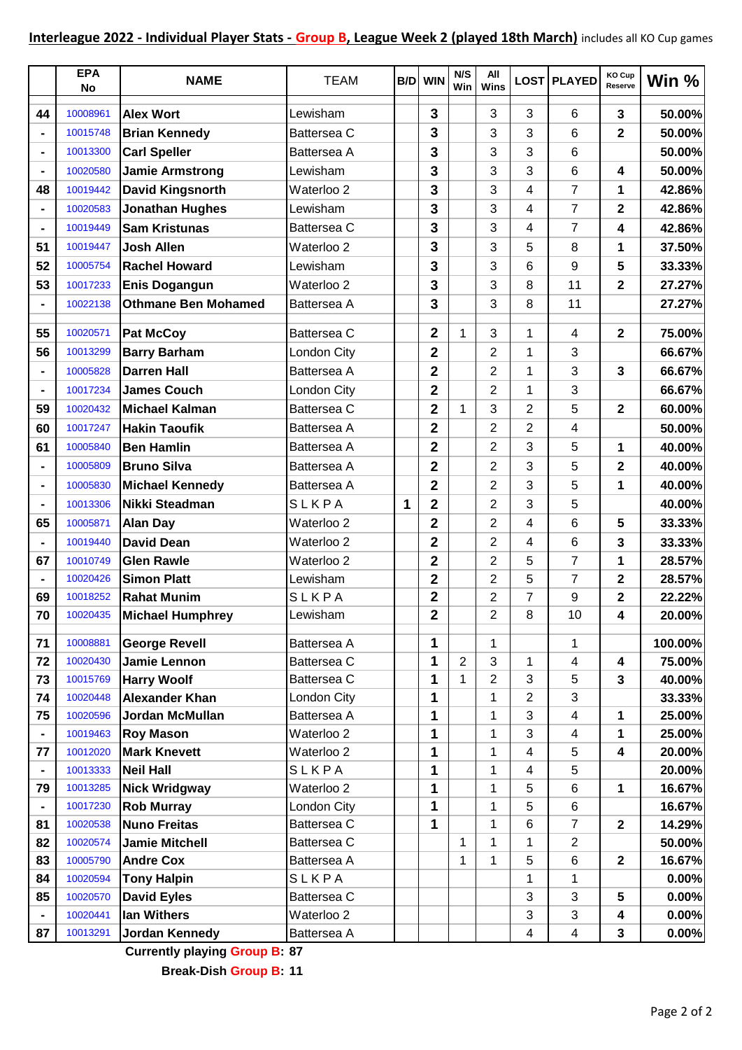**Interleague 2022 - Individual Player Stats - Group B, League Week 2 (played 18th March)** includes all KO Cup games

| | EPA No | NAME | TEAM | B/D | WIN | N/S Win | All Wins | LOST | PLAYED | KO Cup Reserve | Win % |
|---|---|---|---|---|---|---|---|---|---|---|---|
| 44 | 10008961 | **Alex Wort** | Lewisham | | **3** | | 3 | 3 | 6 | **3** | **50.00%** |
| - | 10015748 | **Brian Kennedy** | Battersea C | | **3** | | 3 | 3 | 6 | **2** | **50.00%** |
| - | 10013300 | **Carl Speller** | Battersea A | | **3** | | 3 | 3 | 6 | | **50.00%** |
| - | 10020580 | **Jamie Armstrong** | Lewisham | | **3** | | 3 | 3 | 6 | **4** | **50.00%** |
| 48 | 10019442 | **David Kingsnorth** | Waterloo 2 | | **3** | | 3 | 4 | 7 | **1** | **42.86%** |
| - | 10020583 | **Jonathan Hughes** | Lewisham | | **3** | | 3 | 4 | 7 | **2** | **42.86%** |
| - | 10019449 | **Sam Kristunas** | Battersea C | | **3** | | 3 | 4 | 7 | **4** | **42.86%** |
| 51 | 10019447 | **Josh Allen** | Waterloo 2 | | **3** | | 3 | 5 | 8 | **1** | **37.50%** |
| 52 | 10005754 | **Rachel Howard** | Lewisham | | **3** | | 3 | 6 | 9 | **5** | **33.33%** |
| 53 | 10017233 | **Enis Dogangun** | Waterloo 2 | | **3** | | 3 | 8 | 11 | **2** | **27.27%** |
| - | 10022138 | **Othmane Ben Mohamed** | Battersea A | | **3** | | 3 | 8 | 11 | | **27.27%** |
| 55 | 10020571 | **Pat McCoy** | Battersea C | | **2** | 1 | 3 | 1 | 4 | **2** | **75.00%** |
| 56 | 10013299 | **Barry Barham** | London City | | **2** | | 2 | 1 | 3 | | **66.67%** |
| - | 10005828 | **Darren Hall** | Battersea A | | **2** | | 2 | 1 | 3 | **3** | **66.67%** |
| - | 10017234 | **James Couch** | London City | | **2** | | 2 | 1 | 3 | | **66.67%** |
| 59 | 10020432 | **Michael Kalman** | Battersea C | | **2** | 1 | 3 | 2 | 5 | **2** | **60.00%** |
| 60 | 10017247 | **Hakin Taoufik** | Battersea A | | **2** | | 2 | 2 | 4 | | **50.00%** |
| 61 | 10005840 | **Ben Hamlin** | Battersea A | | **2** | | 2 | 3 | 5 | **1** | **40.00%** |
| - | 10005809 | **Bruno Silva** | Battersea A | | **2** | | 2 | 3 | 5 | **2** | **40.00%** |
| - | 10005830 | **Michael Kennedy** | Battersea A | | **2** | | 2 | 3 | 5 | **1** | **40.00%** |
| - | 10013306 | **Nikki Steadman** | SLKPA | **1** | **2** | | 2 | 3 | 5 | | **40.00%** |
| 65 | 10005871 | **Alan Day** | Waterloo 2 | | **2** | | 2 | 4 | 6 | **5** | **33.33%** |
| - | 10019440 | **David Dean** | Waterloo 2 | | **2** | | 2 | 4 | 6 | **3** | **33.33%** |
| 67 | 10010749 | **Glen Rawle** | Waterloo 2 | | **2** | | 2 | 5 | 7 | **1** | **28.57%** |
| - | 10020426 | **Simon Platt** | Lewisham | | **2** | | 2 | 5 | 7 | **2** | **28.57%** |
| 69 | 10018252 | **Rahat Munim** | SLKPA | | **2** | | 2 | 7 | 9 | **2** | **22.22%** |
| 70 | 10020435 | **Michael Humphrey** | Lewisham | | **2** | | 2 | 8 | 10 | **4** | **20.00%** |
| 71 | 10008881 | **George Revell** | Battersea A | | **1** | | 1 | | 1 | | **100.00%** |
| 72 | 10020430 | **Jamie Lennon** | Battersea C | | **1** | 2 | 3 | 1 | 4 | **4** | **75.00%** |
| 73 | 10015769 | **Harry Woolf** | Battersea C | | **1** | 1 | 2 | 3 | 5 | **3** | **40.00%** |
| 74 | 10020448 | **Alexander Khan** | London City | | **1** | | 1 | 2 | 3 | | **33.33%** |
| 75 | 10020596 | **Jordan McMullan** | Battersea A | | **1** | | 1 | 3 | 4 | **1** | **25.00%** |
| - | 10019463 | **Roy Mason** | Waterloo 2 | | **1** | | 1 | 3 | 4 | **1** | **25.00%** |
| 77 | 10012020 | **Mark Knevett** | Waterloo 2 | | **1** | | 1 | 4 | 5 | **4** | **20.00%** |
| - | 10013333 | **Neil Hall** | SLKPA | | **1** | | 1 | 4 | 5 | | **20.00%** |
| 79 | 10013285 | **Nick Wridgway** | Waterloo 2 | | **1** | | 1 | 5 | 6 | **1** | **16.67%** |
| - | 10017230 | **Rob Murray** | London City | | **1** | | 1 | 5 | 6 | | **16.67%** |
| 81 | 10020538 | **Nuno Freitas** | Battersea C | | **1** | | 1 | 6 | 7 | **2** | **14.29%** |
| 82 | 10020574 | **Jamie Mitchell** | Battersea C | | | 1 | 1 | 1 | 2 | | **50.00%** |
| 83 | 10005790 | **Andre Cox** | Battersea A | | | 1 | 1 | 5 | 6 | **2** | **16.67%** |
| 84 | 10020594 | **Tony Halpin** | SLKPA | | | | | 1 | 1 | | **0.00%** |
| 85 | 10020570 | **David Eyles** | Battersea C | | | | | 3 | 3 | **5** | **0.00%** |
| - | 10020441 | **Ian Withers** | Waterloo 2 | | | | | 3 | 3 | **4** | **0.00%** |
| 87 | 10013291 | **Jordan Kennedy** | Battersea A | | | | | 4 | 4 | **3** | **0.00%** |

**Currently playing Group B: 87**

**Break-Dish Group B: 11**